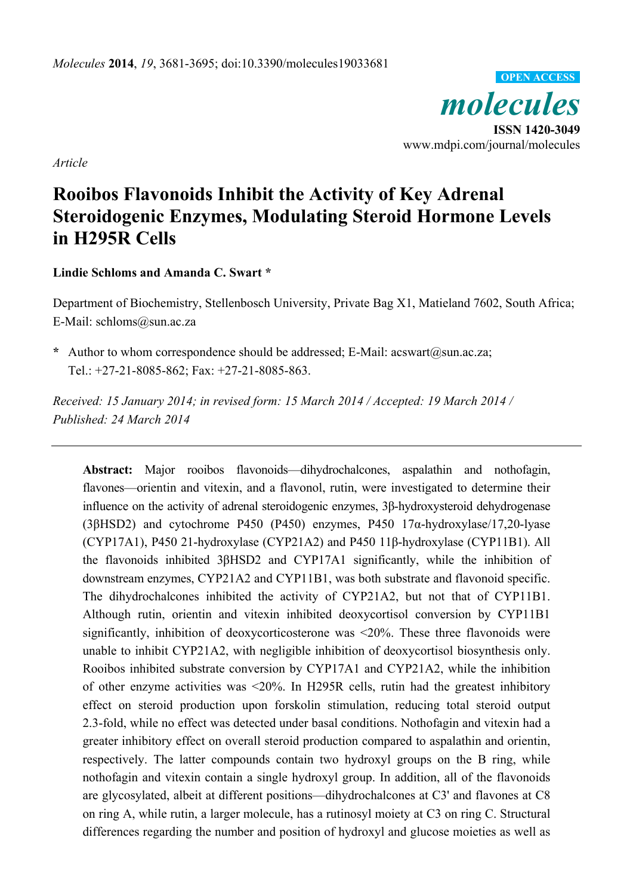*Article*

# Rooibos Flavonoids Inhibit the Activity of Key Adrenal Steroidogenic Enzymes, Modulating Steroid Hormone Levels in H295R Cells

**Lindie Schloms and Amanda C. Swart \***

Department of Biochemistry, Stellenbosch University, Private Bag X1, Matieland 7602, South Africa; E-Mail: schloms@sun.ac.za

**\*** Author to whom correspondence should be addressed; E-Mail: acswart@sun.ac.za; Tel.: +27-21-8085-862; Fax: +27-21-8085-863.

*Received: 15 January 2014; in revised form: 15 March 2014 / Accepted: 19 March 2014 / Published: 24 March 2014*

---

**Abstract:** Major rooibos flavonoids—dihydrochalcones, aspalathin and nothofagin, flavones—orientin and vitexin, and a flavonol, rutin, were investigated to determine their influence on the activity of adrenal steroidogenic enzymes, 3β-hydroxysteroid dehydrogenase (3βHSD2) and cytochrome P450 (P450) enzymes, P450 17α-hydroxylase/17,20-lyase (CYP17A1), P450 21-hydroxylase (CYP21A2) and P450 11β-hydroxylase (CYP11B1). All the flavonoids inhibited 3βHSD2 and CYP17A1 significantly, while the inhibition of downstream enzymes, CYP21A2 and CYP11B1, was both substrate and flavonoid specific. The dihydrochalcones inhibited the activity of CYP21A2, but not that of CYP11B1. Although rutin, orientin and vitexin inhibited deoxycortisol conversion by CYP11B1 significantly, inhibition of deoxycorticosterone was <20%. These three flavonoids were unable to inhibit CYP21A2, with negligible inhibition of deoxycortisol biosynthesis only. Rooibos inhibited substrate conversion by CYP17A1 and CYP21A2, while the inhibition of other enzyme activities was <20%. In H295R cells, rutin had the greatest inhibitory effect on steroid production upon forskolin stimulation, reducing total steroid output 2.3-fold, while no effect was detected under basal conditions. Nothofagin and vitexin had a greater inhibitory effect on overall steroid production compared to aspalathin and orientin, respectively. The latter compounds contain two hydroxyl groups on the B ring, while nothofagin and vitexin contain a single hydroxyl group. In addition, all of the flavonoids are glycosylated, albeit at different positions—dihydrochalcones at C3' and flavones at C8 on ring A, while rutin, a larger molecule, has a rutinosyl moiety at C3 on ring C. Structural differences regarding the number and position of hydroxyl and glucose moieties as well as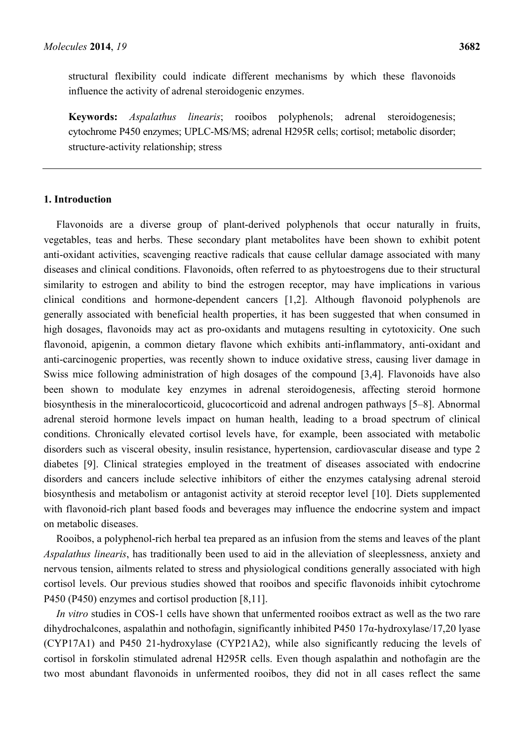structural flexibility could indicate different mechanisms by which these flavonoids influence the activity of adrenal steroidogenic enzymes.

**Keywords:** *Aspalathus linearis*; rooibos polyphenols; adrenal steroidogenesis; cytochrome P450 enzymes; UPLC-MS/MS; adrenal H295R cells; cortisol; metabolic disorder; structure-activity relationship; stress

## 1. Introduction

Flavonoids are a diverse group of plant-derived polyphenols that occur naturally in fruits, vegetables, teas and herbs. These secondary plant metabolites have been shown to exhibit potent anti-oxidant activities, scavenging reactive radicals that cause cellular damage associated with many diseases and clinical conditions. Flavonoids, often referred to as phytoestrogens due to their structural similarity to estrogen and ability to bind the estrogen receptor, may have implications in various clinical conditions and hormone-dependent cancers [1,2]. Although flavonoid polyphenols are generally associated with beneficial health properties, it has been suggested that when consumed in high dosages, flavonoids may act as pro-oxidants and mutagens resulting in cytotoxicity. One such flavonoid, apigenin, a common dietary flavone which exhibits anti-inflammatory, anti-oxidant and anti-carcinogenic properties, was recently shown to induce oxidative stress, causing liver damage in Swiss mice following administration of high dosages of the compound [3,4]. Flavonoids have also been shown to modulate key enzymes in adrenal steroidogenesis, affecting steroid hormone biosynthesis in the mineralocorticoid, glucocorticoid and adrenal androgen pathways [5–8]. Abnormal adrenal steroid hormone levels impact on human health, leading to a broad spectrum of clinical conditions. Chronically elevated cortisol levels have, for example, been associated with metabolic disorders such as visceral obesity, insulin resistance, hypertension, cardiovascular disease and type 2 diabetes [9]. Clinical strategies employed in the treatment of diseases associated with endocrine disorders and cancers include selective inhibitors of either the enzymes catalysing adrenal steroid biosynthesis and metabolism or antagonist activity at steroid receptor level [10]. Diets supplemented with flavonoid-rich plant based foods and beverages may influence the endocrine system and impact on metabolic diseases.

Rooibos, a polyphenol-rich herbal tea prepared as an infusion from the stems and leaves of the plant *Aspalathus linearis*, has traditionally been used to aid in the alleviation of sleeplessness, anxiety and nervous tension, ailments related to stress and physiological conditions generally associated with high cortisol levels. Our previous studies showed that rooibos and specific flavonoids inhibit cytochrome P450 (P450) enzymes and cortisol production [8,11].

*In vitro* studies in COS-1 cells have shown that unfermented rooibos extract as well as the two rare dihydrochalcones, aspalathin and nothofagin, significantly inhibited P450 17α-hydroxylase/17,20 lyase (CYP17A1) and P450 21-hydroxylase (CYP21A2), while also significantly reducing the levels of cortisol in forskolin stimulated adrenal H295R cells. Even though aspalathin and nothofagin are the two most abundant flavonoids in unfermented rooibos, they did not in all cases reflect the same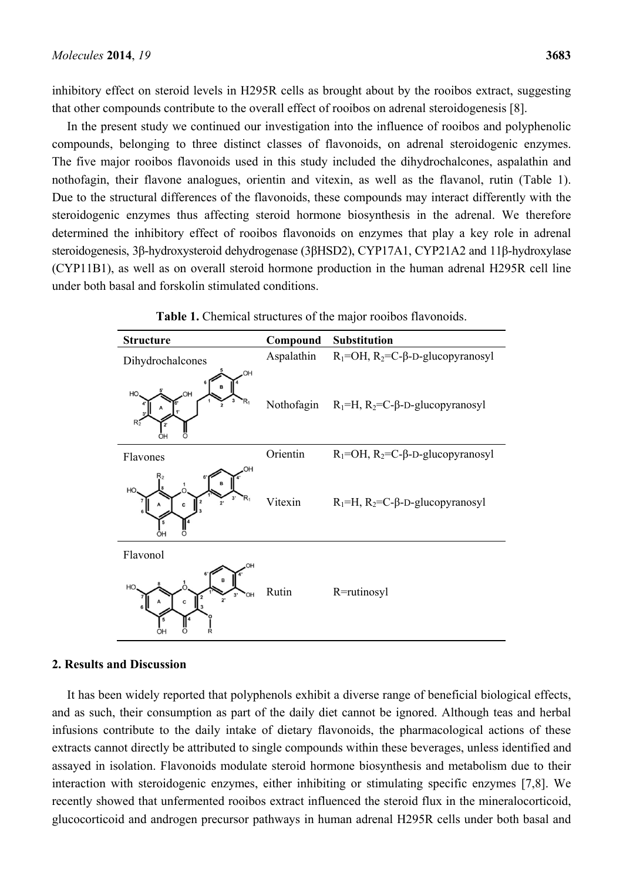inhibitory effect on steroid levels in H295R cells as brought about by the rooibos extract, suggesting that other compounds contribute to the overall effect of rooibos on adrenal steroidogenesis [8].

In the present study we continued our investigation into the influence of rooibos and polyphenolic compounds, belonging to three distinct classes of flavonoids, on adrenal steroidogenic enzymes. The five major rooibos flavonoids used in this study included the dihydrochalcones, aspalathin and nothofagin, their flavone analogues, orientin and vitexin, as well as the flavanol, rutin (Table 1). Due to the structural differences of the flavonoids, these compounds may interact differently with the steroidogenic enzymes thus affecting steroid hormone biosynthesis in the adrenal. We therefore determined the inhibitory effect of rooibos flavonoids on enzymes that play a key role in adrenal steroidogenesis, 3β-hydroxysteroid dehydrogenase (3βHSD2), CYP17A1, CYP21A2 and 11β-hydroxylase (CYP11B1), as well as on overall steroid hormone production in the human adrenal H295R cell line under both basal and forskolin stimulated conditions.

**Table 1.** Chemical structures of the major rooibos flavonoids.

| Structure | Compound | Substitution |
| --- | --- | --- |
| Dihydrochalcones | Aspalathin | $R_1$=OH, $R_2$=C-β-D-glucopyranosyl |
| | Nothofagin | $R_1$=H, $R_2$=C-β-D-glucopyranosyl |
| Flavones | Orientin | $R_1$=OH, $R_2$=C-β-D-glucopyranosyl |
| | Vitexin | $R_1$=H, $R_2$=C-β-D-glucopyranosyl |
| Flavonol | Rutin | R=rutinosyl |

## 2. Results and Discussion

It has been widely reported that polyphenols exhibit a diverse range of beneficial biological effects, and as such, their consumption as part of the daily diet cannot be ignored. Although teas and herbal infusions contribute to the daily intake of dietary flavonoids, the pharmacological actions of these extracts cannot directly be attributed to single compounds within these beverages, unless identified and assayed in isolation. Flavonoids modulate steroid hormone biosynthesis and metabolism due to their interaction with steroidogenic enzymes, either inhibiting or stimulating specific enzymes [7,8]. We recently showed that unfermented rooibos extract influenced the steroid flux in the mineralocorticoid, glucocorticoid and androgen precursor pathways in human adrenal H295R cells under both basal and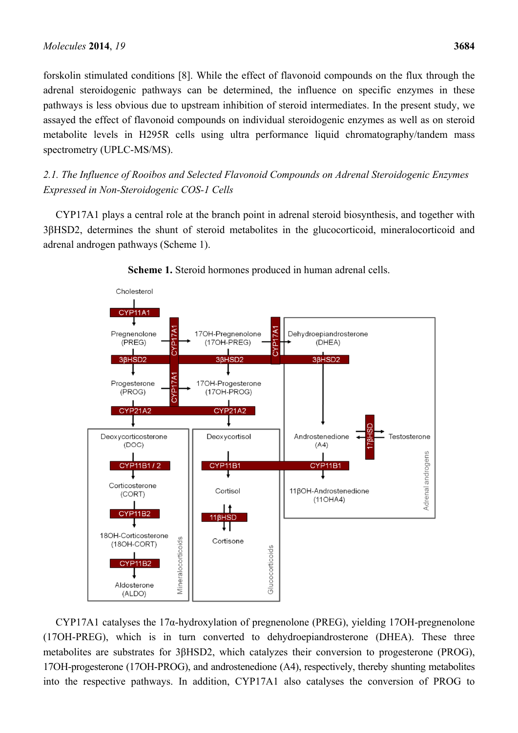forskolin stimulated conditions [8]. While the effect of flavonoid compounds on the flux through the adrenal steroidogenic pathways can be determined, the influence on specific enzymes in these pathways is less obvious due to upstream inhibition of steroid intermediates. In the present study, we assayed the effect of flavonoid compounds on individual steroidogenic enzymes as well as on steroid metabolite levels in H295R cells using ultra performance liquid chromatography/tandem mass spectrometry (UPLC-MS/MS).

*2.1. The Influence of Rooibos and Selected Flavonoid Compounds on Adrenal Steroidogenic Enzymes Expressed in Non-Steroidogenic COS-1 Cells*

CYP17A1 plays a central role at the branch point in adrenal steroid biosynthesis, and together with 3βHSD2, determines the shunt of steroid metabolites in the glucocorticoid, mineralocorticoid and adrenal androgen pathways (Scheme 1).

**Scheme 1.** Steroid hormones produced in human adrenal cells.

CYP17A1 catalyses the 17α-hydroxylation of pregnenolone (PREG), yielding 17OH-pregnenolone (17OH-PREG), which is in turn converted to dehydroepiandrosterone (DHEA). These three metabolites are substrates for 3βHSD2, which catalyzes their conversion to progesterone (PROG), 17OH-progesterone (17OH-PROG), and androstenedione (A4), respectively, thereby shunting metabolites into the respective pathways. In addition, CYP17A1 also catalyses the conversion of PROG to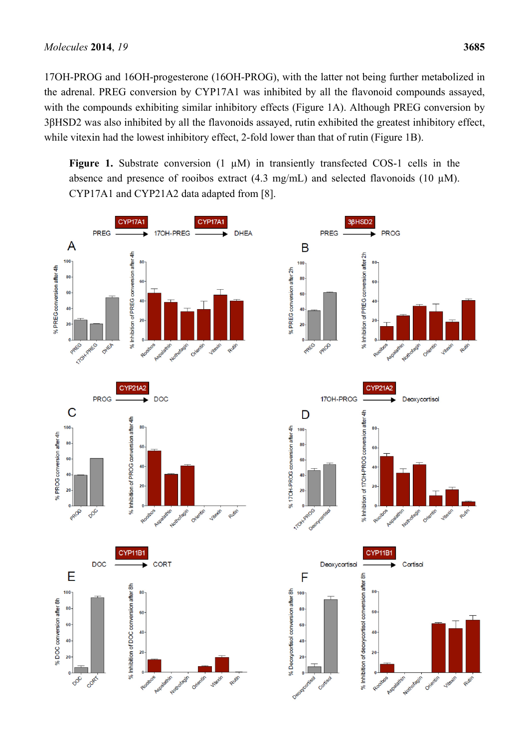17OH-PROG and 16OH-progesterone (16OH-PROG), with the latter not being further metabolized in the adrenal. PREG conversion by CYP17A1 was inhibited by all the flavonoid compounds assayed, with the compounds exhibiting similar inhibitory effects (Figure 1A). Although PREG conversion by 3βHSD2 was also inhibited by all the flavonoids assayed, rutin exhibited the greatest inhibitory effect, while vitexin had the lowest inhibitory effect, 2-fold lower than that of rutin (Figure 1B).

**Figure 1.** Substrate conversion (1 μM) in transiently transfected COS-1 cells in the absence and presence of rooibos extract (4.3 mg/mL) and selected flavonoids (10 μM). CYP17A1 and CYP21A2 data adapted from [8].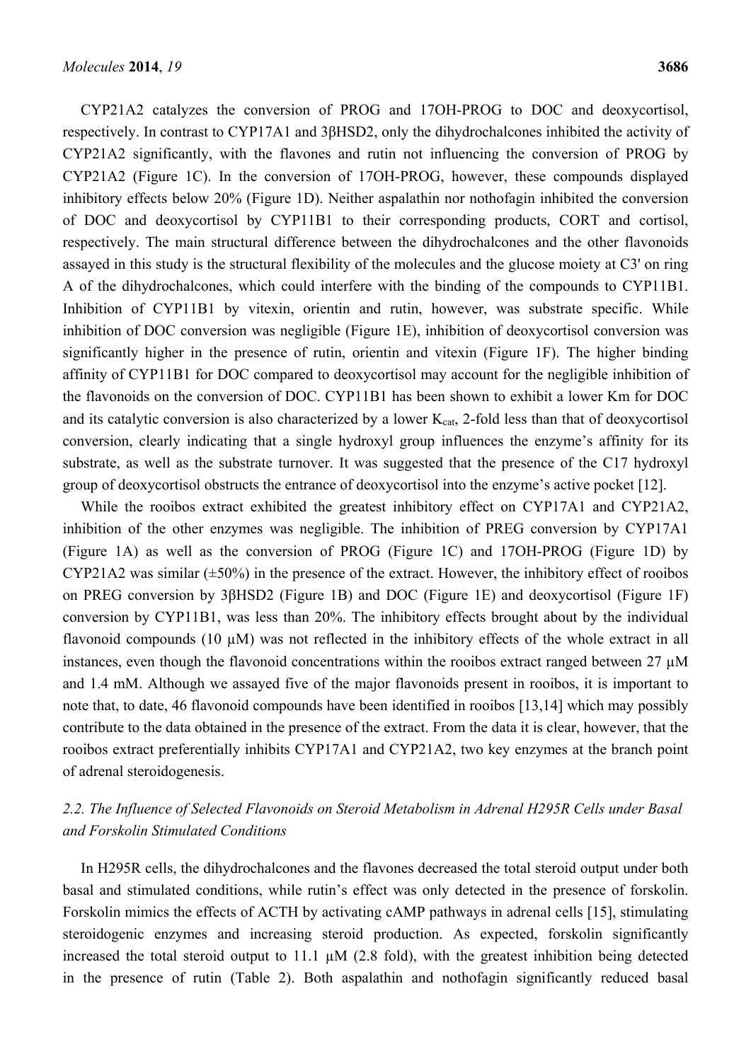CYP21A2 catalyzes the conversion of PROG and 17OH-PROG to DOC and deoxycortisol, respectively. In contrast to CYP17A1 and 3βHSD2, only the dihydrochalcones inhibited the activity of CYP21A2 significantly, with the flavones and rutin not influencing the conversion of PROG by CYP21A2 (Figure 1C). In the conversion of 17OH-PROG, however, these compounds displayed inhibitory effects below 20% (Figure 1D). Neither aspalathin nor nothofagin inhibited the conversion of DOC and deoxycortisol by CYP11B1 to their corresponding products, CORT and cortisol, respectively. The main structural difference between the dihydrochalcones and the other flavonoids assayed in this study is the structural flexibility of the molecules and the glucose moiety at C3' on ring A of the dihydrochalcones, which could interfere with the binding of the compounds to CYP11B1. Inhibition of CYP11B1 by vitexin, orientin and rutin, however, was substrate specific. While inhibition of DOC conversion was negligible (Figure 1E), inhibition of deoxycortisol conversion was significantly higher in the presence of rutin, orientin and vitexin (Figure 1F). The higher binding affinity of CYP11B1 for DOC compared to deoxycortisol may account for the negligible inhibition of the flavonoids on the conversion of DOC. CYP11B1 has been shown to exhibit a lower Km for DOC and its catalytic conversion is also characterized by a lower $K_{cat}$, 2-fold less than that of deoxycortisol conversion, clearly indicating that a single hydroxyl group influences the enzyme's affinity for its substrate, as well as the substrate turnover. It was suggested that the presence of the C17 hydroxyl group of deoxycortisol obstructs the entrance of deoxycortisol into the enzyme's active pocket [12].

While the rooibos extract exhibited the greatest inhibitory effect on CYP17A1 and CYP21A2, inhibition of the other enzymes was negligible. The inhibition of PREG conversion by CYP17A1 (Figure 1A) as well as the conversion of PROG (Figure 1C) and 17OH-PROG (Figure 1D) by CYP21A2 was similar (±50%) in the presence of the extract. However, the inhibitory effect of rooibos on PREG conversion by 3βHSD2 (Figure 1B) and DOC (Figure 1E) and deoxycortisol (Figure 1F) conversion by CYP11B1, was less than 20%. The inhibitory effects brought about by the individual flavonoid compounds (10 µM) was not reflected in the inhibitory effects of the whole extract in all instances, even though the flavonoid concentrations within the rooibos extract ranged between 27 µM and 1.4 mM. Although we assayed five of the major flavonoids present in rooibos, it is important to note that, to date, 46 flavonoid compounds have been identified in rooibos [13,14] which may possibly contribute to the data obtained in the presence of the extract. From the data it is clear, however, that the rooibos extract preferentially inhibits CYP17A1 and CYP21A2, two key enzymes at the branch point of adrenal steroidogenesis.

### *2.2. The Influence of Selected Flavonoids on Steroid Metabolism in Adrenal H295R Cells under Basal and Forskolin Stimulated Conditions*

In H295R cells, the dihydrochalcones and the flavones decreased the total steroid output under both basal and stimulated conditions, while rutin's effect was only detected in the presence of forskolin. Forskolin mimics the effects of ACTH by activating cAMP pathways in adrenal cells [15], stimulating steroidogenic enzymes and increasing steroid production. As expected, forskolin significantly increased the total steroid output to 11.1 µM (2.8 fold), with the greatest inhibition being detected in the presence of rutin (Table 2). Both aspalathin and nothofagin significantly reduced basal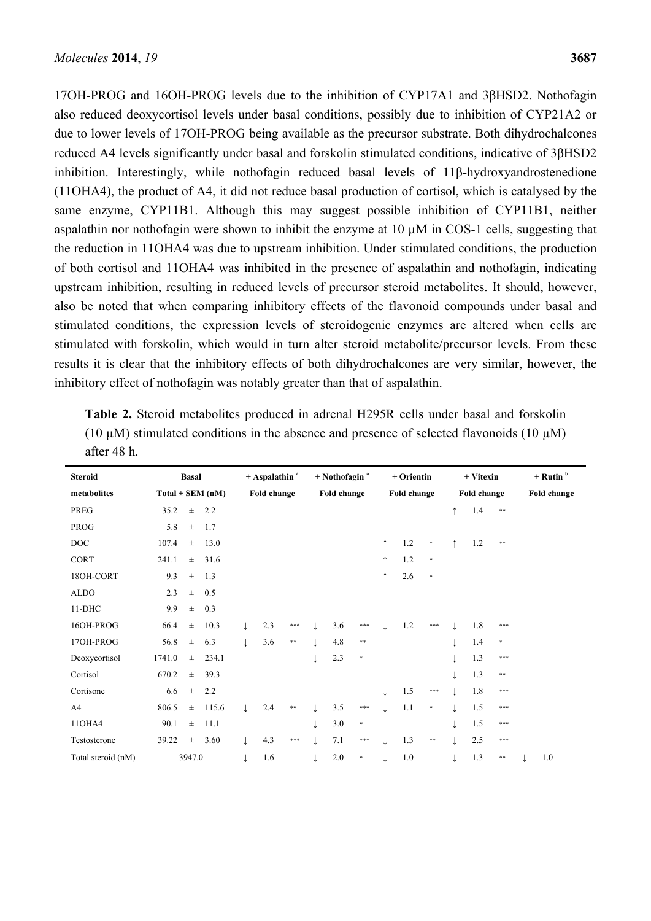17OH-PROG and 16OH-PROG levels due to the inhibition of CYP17A1 and 3βHSD2. Nothofagin also reduced deoxycortisol levels under basal conditions, possibly due to inhibition of CYP21A2 or due to lower levels of 17OH-PROG being available as the precursor substrate. Both dihydrochalcones reduced A4 levels significantly under basal and forskolin stimulated conditions, indicative of 3βHSD2 inhibition. Interestingly, while nothofagin reduced basal levels of 11β-hydroxyandrostenedione (11OHA4), the product of A4, it did not reduce basal production of cortisol, which is catalysed by the same enzyme, CYP11B1. Although this may suggest possible inhibition of CYP11B1, neither aspalathin nor nothofagin were shown to inhibit the enzyme at 10 µM in COS-1 cells, suggesting that the reduction in 11OHA4 was due to upstream inhibition. Under stimulated conditions, the production of both cortisol and 11OHA4 was inhibited in the presence of aspalathin and nothofagin, indicating upstream inhibition, resulting in reduced levels of precursor steroid metabolites. It should, however, also be noted that when comparing inhibitory effects of the flavonoid compounds under basal and stimulated conditions, the expression levels of steroidogenic enzymes are altered when cells are stimulated with forskolin, which would in turn alter steroid metabolite/precursor levels. From these results it is clear that the inhibitory effects of both dihydrochalcones are very similar, however, the inhibitory effect of nothofagin was notably greater than that of aspalathin.

**Table 2.** Steroid metabolites produced in adrenal H295R cells under basal and forskolin (10 µM) stimulated conditions in the absence and presence of selected flavonoids (10 µM) after 48 h.

| Steroid metabolites | Basal Total ± SEM (nM) | + Aspalathin [a] Fold change | + Nothofagin [a] Fold change | + Orientin Fold change | + Vitexin Fold change | + Rutin [b] Fold change |
|---|---|---|---|---|---|---|
| PREG | 35.2 ± 2.2 | | | | ↑ 1.4 ** | |
| PROG | 5.8 ± 1.7 | | | | | |
| DOC | 107.4 ± 13.0 | | | ↑ 1.2 * | ↑ 1.2 ** | |
| CORT | 241.1 ± 31.6 | | | ↑ 1.2 * | | |
| 18OH-CORT | 9.3 ± 1.3 | | | ↑ 2.6 * | | |
| ALDO | 2.3 ± 0.5 | | | | | |
| 11-DHC | 9.9 ± 0.3 | | | | | |
| 16OH-PROG | 66.4 ± 10.3 | ↓ 2.3 *** | ↓ 3.6 *** | ↓ 1.2 *** | ↓ 1.8 *** | |
| 17OH-PROG | 56.8 ± 6.3 | ↓ 3.6 ** | ↓ 4.8 ** | | ↓ 1.4 * | |
| Deoxycortisol | 1741.0 ± 234.1 | | ↓ 2.3 * | | ↓ 1.3 *** | |
| Cortisol | 670.2 ± 39.3 | | | | ↓ 1.3 ** | |
| Cortisone | 6.6 ± 2.2 | | | ↓ 1.5 *** | ↓ 1.8 *** | |
| A4 | 806.5 ± 115.6 | ↓ 2.4 ** | ↓ 3.5 *** | ↓ 1.1 * | ↓ 1.5 *** | |
| 11OHA4 | 90.1 ± 11.1 | | ↓ 3.0 * | | ↓ 1.5 *** | |
| Testosterone | 39.22 ± 3.60 | ↓ 4.3 *** | ↓ 7.1 *** | ↓ 1.3 ** | ↓ 2.5 *** | |
| Total steroid (nM) | 3947.0 | ↓ 1.6 | ↓ 2.0 * | ↓ 1.0 | ↓ 1.3 ** | ↓ 1.0 |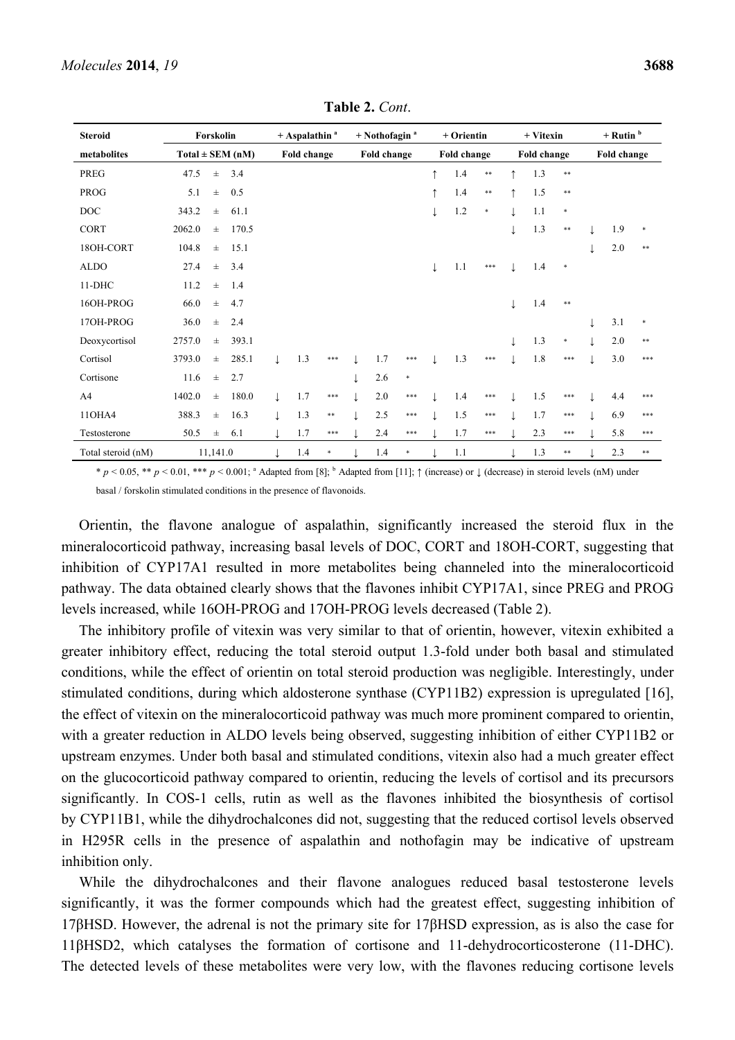**Table 2.** *Cont.*

| Steroid metabolites | Forskolin Total ± SEM (nM) | + Aspalathin [a] Fold change | | | + Nothofagin [a] Fold change | | | + Orientin Fold change | | | + Vitexin Fold change | | | + Rutin [b] Fold change | | |
|---|---|---|---|---|---|---|---|---|---|---|---|---|---|---|---|---|
| PREG | 47.5 ± 3.4 | | | | | | | ↑ | 1.4 | ** | ↑ | 1.3 | ** | | | |
| PROG | 5.1 ± 0.5 | | | | | | | ↑ | 1.4 | ** | ↑ | 1.5 | ** | | | |
| DOC | 343.2 ± 61.1 | | | | | | | ↓ | 1.2 | * | ↓ | 1.1 | * | | | |
| CORT | 2062.0 ± 170.5 | | | | | | | | | | ↓ | 1.3 | ** | ↓ | 1.9 | * |
| 18OH-CORT | 104.8 ± 15.1 | | | | | | | | | | | | | ↓ | 2.0 | ** |
| ALDO | 27.4 ± 3.4 | | | | | | | ↓ | 1.1 | *** | ↓ | 1.4 | * | | | |
| 11-DHC | 11.2 ± 1.4 | | | | | | | | | | | | | | | |
| 16OH-PROG | 66.0 ± 4.7 | | | | | | | | | | ↓ | 1.4 | ** | | | |
| 17OH-PROG | 36.0 ± 2.4 | | | | | | | | | | | | | ↓ | 3.1 | * |
| Deoxycortisol | 2757.0 ± 393.1 | | | | | | | | | | ↓ | 1.3 | * | ↓ | 2.0 | ** |
| Cortisol | 3793.0 ± 285.1 | ↓ | 1.3 | *** | ↓ | 1.7 | *** | ↓ | 1.3 | *** | ↓ | 1.8 | *** | ↓ | 3.0 | *** |
| Cortisone | 11.6 ± 2.7 | | | | ↓ | 2.6 | * | | | | | | | | | |
| A4 | 1402.0 ± 180.0 | ↓ | 1.7 | *** | ↓ | 2.0 | *** | ↓ | 1.4 | *** | ↓ | 1.5 | *** | ↓ | 4.4 | *** |
| 11OHA4 | 388.3 ± 16.3 | ↓ | 1.3 | ** | ↓ | 2.5 | *** | ↓ | 1.5 | *** | ↓ | 1.7 | *** | ↓ | 6.9 | *** |
| Testosterone | 50.5 ± 6.1 | ↓ | 1.7 | *** | ↓ | 2.4 | *** | ↓ | 1.7 | *** | ↓ | 2.3 | *** | ↓ | 5.8 | *** |
| Total steroid (nM) | 11,141.0 | ↓ | 1.4 | * | ↓ | 1.4 | * | ↓ | 1.1 | | ↓ | 1.3 | ** | ↓ | 2.3 | ** |

* $p < 0.05$, ** $p < 0.01$, *** $p < 0.001$; [a] Adapted from [8]; [b] Adapted from [11]; ↑ (increase) or ↓ (decrease) in steroid levels (nM) under basal / forskolin stimulated conditions in the presence of flavonoids.

Orientin, the flavone analogue of aspalathin, significantly increased the steroid flux in the mineralocorticoid pathway, increasing basal levels of DOC, CORT and 18OH-CORT, suggesting that inhibition of CYP17A1 resulted in more metabolites being channeled into the mineralocorticoid pathway. The data obtained clearly shows that the flavones inhibit CYP17A1, since PREG and PROG levels increased, while 16OH-PROG and 17OH-PROG levels decreased (Table 2).

The inhibitory profile of vitexin was very similar to that of orientin, however, vitexin exhibited a greater inhibitory effect, reducing the total steroid output 1.3-fold under both basal and stimulated conditions, while the effect of orientin on total steroid production was negligible. Interestingly, under stimulated conditions, during which aldosterone synthase (CYP11B2) expression is upregulated [16], the effect of vitexin on the mineralocorticoid pathway was much more prominent compared to orientin, with a greater reduction in ALDO levels being observed, suggesting inhibition of either CYP11B2 or upstream enzymes. Under both basal and stimulated conditions, vitexin also had a much greater effect on the glucocorticoid pathway compared to orientin, reducing the levels of cortisol and its precursors significantly. In COS-1 cells, rutin as well as the flavones inhibited the biosynthesis of cortisol by CYP11B1, while the dihydrochalcones did not, suggesting that the reduced cortisol levels observed in H295R cells in the presence of aspalathin and nothofagin may be indicative of upstream inhibition only.

While the dihydrochalcones and their flavone analogues reduced basal testosterone levels significantly, it was the former compounds which had the greatest effect, suggesting inhibition of 17βHSD. However, the adrenal is not the primary site for 17βHSD expression, as is also the case for 11βHSD2, which catalyses the formation of cortisone and 11-dehydrocorticosterone (11-DHC). The detected levels of these metabolites were very low, with the flavones reducing cortisone levels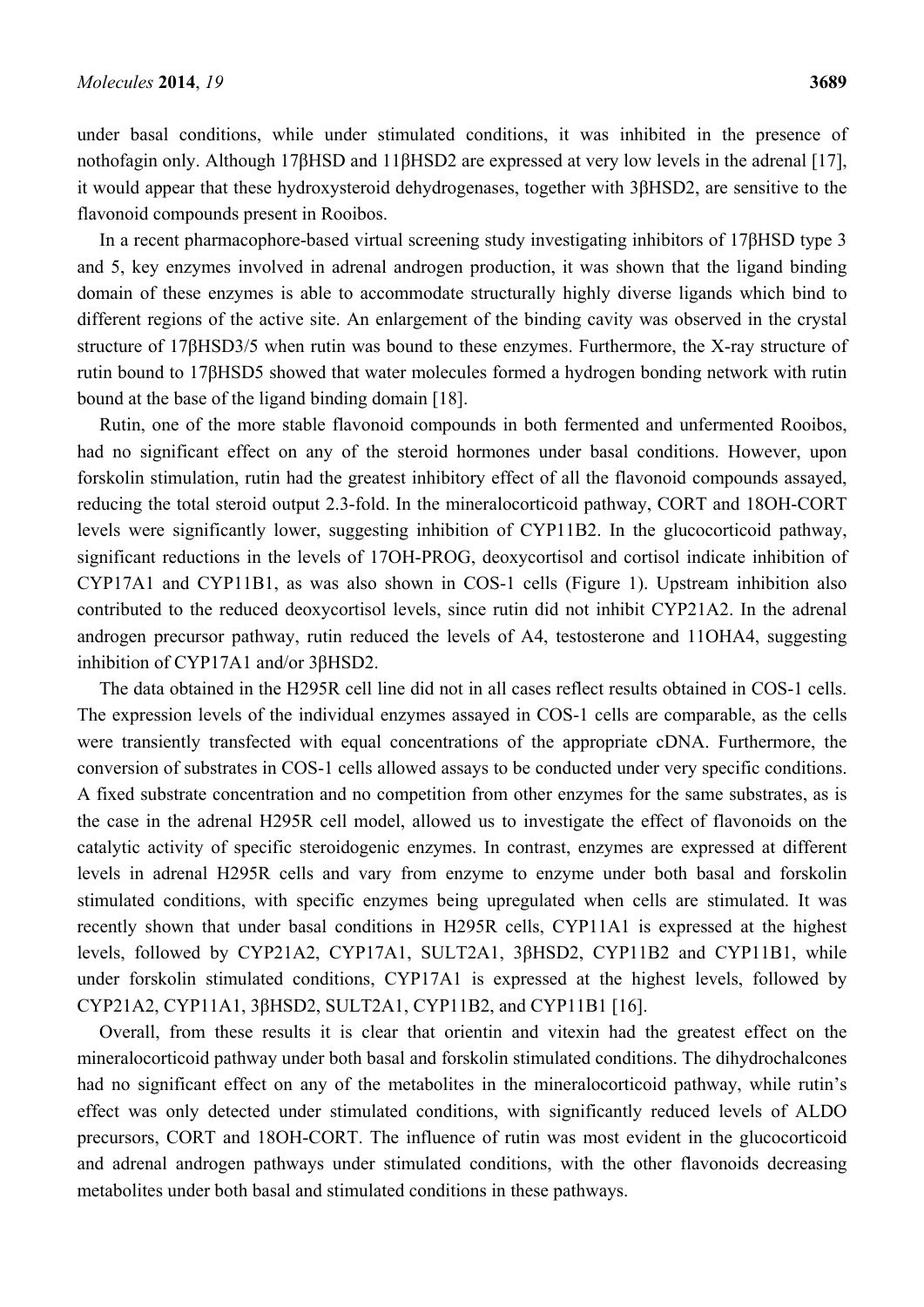under basal conditions, while under stimulated conditions, it was inhibited in the presence of nothofagin only. Although 17βHSD and 11βHSD2 are expressed at very low levels in the adrenal [17], it would appear that these hydroxysteroid dehydrogenases, together with 3βHSD2, are sensitive to the flavonoid compounds present in Rooibos.

In a recent pharmacophore-based virtual screening study investigating inhibitors of 17βHSD type 3 and 5, key enzymes involved in adrenal androgen production, it was shown that the ligand binding domain of these enzymes is able to accommodate structurally highly diverse ligands which bind to different regions of the active site. An enlargement of the binding cavity was observed in the crystal structure of 17βHSD3/5 when rutin was bound to these enzymes. Furthermore, the X-ray structure of rutin bound to 17βHSD5 showed that water molecules formed a hydrogen bonding network with rutin bound at the base of the ligand binding domain [18].

Rutin, one of the more stable flavonoid compounds in both fermented and unfermented Rooibos, had no significant effect on any of the steroid hormones under basal conditions. However, upon forskolin stimulation, rutin had the greatest inhibitory effect of all the flavonoid compounds assayed, reducing the total steroid output 2.3-fold. In the mineralocorticoid pathway, CORT and 18OH-CORT levels were significantly lower, suggesting inhibition of CYP11B2. In the glucocorticoid pathway, significant reductions in the levels of 17OH-PROG, deoxycortisol and cortisol indicate inhibition of CYP17A1 and CYP11B1, as was also shown in COS-1 cells (Figure 1). Upstream inhibition also contributed to the reduced deoxycortisol levels, since rutin did not inhibit CYP21A2. In the adrenal androgen precursor pathway, rutin reduced the levels of A4, testosterone and 11OHA4, suggesting inhibition of CYP17A1 and/or 3βHSD2.

The data obtained in the H295R cell line did not in all cases reflect results obtained in COS-1 cells. The expression levels of the individual enzymes assayed in COS-1 cells are comparable, as the cells were transiently transfected with equal concentrations of the appropriate cDNA. Furthermore, the conversion of substrates in COS-1 cells allowed assays to be conducted under very specific conditions. A fixed substrate concentration and no competition from other enzymes for the same substrates, as is the case in the adrenal H295R cell model, allowed us to investigate the effect of flavonoids on the catalytic activity of specific steroidogenic enzymes. In contrast, enzymes are expressed at different levels in adrenal H295R cells and vary from enzyme to enzyme under both basal and forskolin stimulated conditions, with specific enzymes being upregulated when cells are stimulated. It was recently shown that under basal conditions in H295R cells, CYP11A1 is expressed at the highest levels, followed by CYP21A2, CYP17A1, SULT2A1, 3βHSD2, CYP11B2 and CYP11B1, while under forskolin stimulated conditions, CYP17A1 is expressed at the highest levels, followed by CYP21A2, CYP11A1, 3βHSD2, SULT2A1, CYP11B2, and CYP11B1 [16].

Overall, from these results it is clear that orientin and vitexin had the greatest effect on the mineralocorticoid pathway under both basal and forskolin stimulated conditions. The dihydrochalcones had no significant effect on any of the metabolites in the mineralocorticoid pathway, while rutin's effect was only detected under stimulated conditions, with significantly reduced levels of ALDO precursors, CORT and 18OH-CORT. The influence of rutin was most evident in the glucocorticoid and adrenal androgen pathways under stimulated conditions, with the other flavonoids decreasing metabolites under both basal and stimulated conditions in these pathways.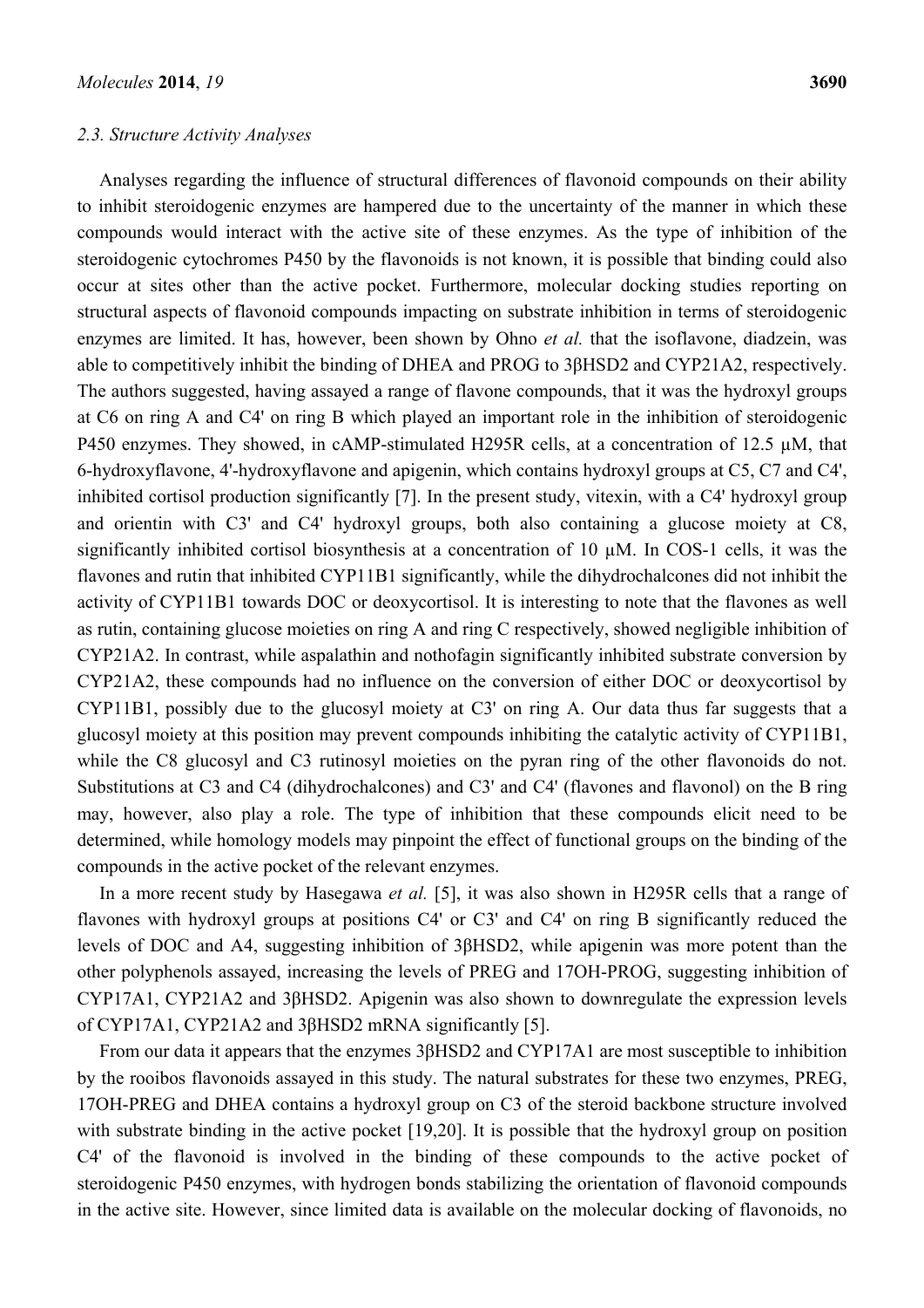### 2.3. Structure Activity Analyses

Analyses regarding the influence of structural differences of flavonoid compounds on their ability to inhibit steroidogenic enzymes are hampered due to the uncertainty of the manner in which these compounds would interact with the active site of these enzymes. As the type of inhibition of the steroidogenic cytochromes P450 by the flavonoids is not known, it is possible that binding could also occur at sites other than the active pocket. Furthermore, molecular docking studies reporting on structural aspects of flavonoid compounds impacting on substrate inhibition in terms of steroidogenic enzymes are limited. It has, however, been shown by Ohno *et al.* that the isoflavone, diadzein, was able to competitively inhibit the binding of DHEA and PROG to 3βHSD2 and CYP21A2, respectively. The authors suggested, having assayed a range of flavone compounds, that it was the hydroxyl groups at C6 on ring A and C4' on ring B which played an important role in the inhibition of steroidogenic P450 enzymes. They showed, in cAMP-stimulated H295R cells, at a concentration of 12.5 μM, that 6-hydroxyflavone, 4'-hydroxyflavone and apigenin, which contains hydroxyl groups at C5, C7 and C4', inhibited cortisol production significantly [7]. In the present study, vitexin, with a C4' hydroxyl group and orientin with C3' and C4' hydroxyl groups, both also containing a glucose moiety at C8, significantly inhibited cortisol biosynthesis at a concentration of 10 μM. In COS-1 cells, it was the flavones and rutin that inhibited CYP11B1 significantly, while the dihydrochalcones did not inhibit the activity of CYP11B1 towards DOC or deoxycortisol. It is interesting to note that the flavones as well as rutin, containing glucose moieties on ring A and ring C respectively, showed negligible inhibition of CYP21A2. In contrast, while aspalathin and nothofagin significantly inhibited substrate conversion by CYP21A2, these compounds had no influence on the conversion of either DOC or deoxycortisol by CYP11B1, possibly due to the glucosyl moiety at C3' on ring A. Our data thus far suggests that a glucosyl moiety at this position may prevent compounds inhibiting the catalytic activity of CYP11B1, while the C8 glucosyl and C3 rutinosyl moieties on the pyran ring of the other flavonoids do not. Substitutions at C3 and C4 (dihydrochalcones) and C3' and C4' (flavones and flavonol) on the B ring may, however, also play a role. The type of inhibition that these compounds elicit need to be determined, while homology models may pinpoint the effect of functional groups on the binding of the compounds in the active pocket of the relevant enzymes.

In a more recent study by Hasegawa *et al.* [5], it was also shown in H295R cells that a range of flavones with hydroxyl groups at positions C4' or C3' and C4' on ring B significantly reduced the levels of DOC and A4, suggesting inhibition of 3βHSD2, while apigenin was more potent than the other polyphenols assayed, increasing the levels of PREG and 17OH-PROG, suggesting inhibition of CYP17A1, CYP21A2 and 3βHSD2. Apigenin was also shown to downregulate the expression levels of CYP17A1, CYP21A2 and 3βHSD2 mRNA significantly [5].

From our data it appears that the enzymes 3βHSD2 and CYP17A1 are most susceptible to inhibition by the rooibos flavonoids assayed in this study. The natural substrates for these two enzymes, PREG, 17OH-PREG and DHEA contains a hydroxyl group on C3 of the steroid backbone structure involved with substrate binding in the active pocket [19,20]. It is possible that the hydroxyl group on position C4' of the flavonoid is involved in the binding of these compounds to the active pocket of steroidogenic P450 enzymes, with hydrogen bonds stabilizing the orientation of flavonoid compounds in the active site. However, since limited data is available on the molecular docking of flavonoids, no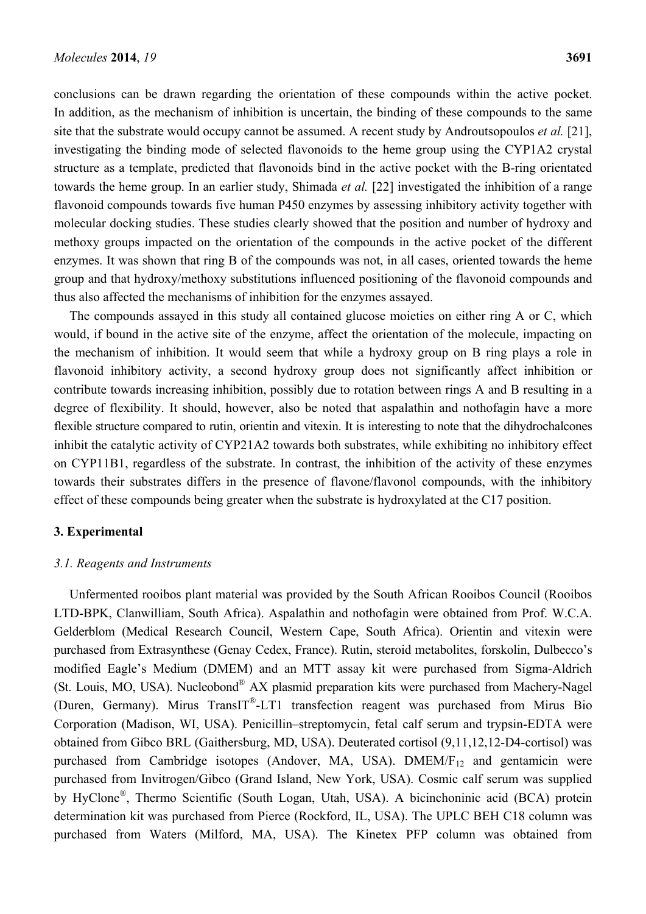conclusions can be drawn regarding the orientation of these compounds within the active pocket. In addition, as the mechanism of inhibition is uncertain, the binding of these compounds to the same site that the substrate would occupy cannot be assumed. A recent study by Androutsopoulos *et al.* [21], investigating the binding mode of selected flavonoids to the heme group using the CYP1A2 crystal structure as a template, predicted that flavonoids bind in the active pocket with the B-ring orientated towards the heme group. In an earlier study, Shimada *et al.* [22] investigated the inhibition of a range flavonoid compounds towards five human P450 enzymes by assessing inhibitory activity together with molecular docking studies. These studies clearly showed that the position and number of hydroxy and methoxy groups impacted on the orientation of the compounds in the active pocket of the different enzymes. It was shown that ring B of the compounds was not, in all cases, oriented towards the heme group and that hydroxy/methoxy substitutions influenced positioning of the flavonoid compounds and thus also affected the mechanisms of inhibition for the enzymes assayed.

The compounds assayed in this study all contained glucose moieties on either ring A or C, which would, if bound in the active site of the enzyme, affect the orientation of the molecule, impacting on the mechanism of inhibition. It would seem that while a hydroxy group on B ring plays a role in flavonoid inhibitory activity, a second hydroxy group does not significantly affect inhibition or contribute towards increasing inhibition, possibly due to rotation between rings A and B resulting in a degree of flexibility. It should, however, also be noted that aspalathin and nothofagin have a more flexible structure compared to rutin, orientin and vitexin. It is interesting to note that the dihydrochalcones inhibit the catalytic activity of CYP21A2 towards both substrates, while exhibiting no inhibitory effect on CYP11B1, regardless of the substrate. In contrast, the inhibition of the activity of these enzymes towards their substrates differs in the presence of flavone/flavonol compounds, with the inhibitory effect of these compounds being greater when the substrate is hydroxylated at the C17 position.

## 3. Experimental

### *3.1. Reagents and Instruments*

Unfermented rooibos plant material was provided by the South African Rooibos Council (Rooibos LTD-BPK, Clanwilliam, South Africa). Aspalathin and nothofagin were obtained from Prof. W.C.A. Gelderblom (Medical Research Council, Western Cape, South Africa). Orientin and vitexin were purchased from Extrasynthese (Genay Cedex, France). Rutin, steroid metabolites, forskolin, Dulbecco's modified Eagle's Medium (DMEM) and an MTT assay kit were purchased from Sigma-Aldrich (St. Louis, MO, USA). Nucleobond® AX plasmid preparation kits were purchased from Machery-Nagel (Duren, Germany). Mirus TransIT®-LT1 transfection reagent was purchased from Mirus Bio Corporation (Madison, WI, USA). Penicillin–streptomycin, fetal calf serum and trypsin-EDTA were obtained from Gibco BRL (Gaithersburg, MD, USA). Deuterated cortisol (9,11,12,12-D4-cortisol) was purchased from Cambridge isotopes (Andover, MA, USA). DMEM/$F_{12}$ and gentamicin were purchased from Invitrogen/Gibco (Grand Island, New York, USA). Cosmic calf serum was supplied by HyClone®, Thermo Scientific (South Logan, Utah, USA). A bicinchoninic acid (BCA) protein determination kit was purchased from Pierce (Rockford, IL, USA). The UPLC BEH C18 column was purchased from Waters (Milford, MA, USA). The Kinetex PFP column was obtained from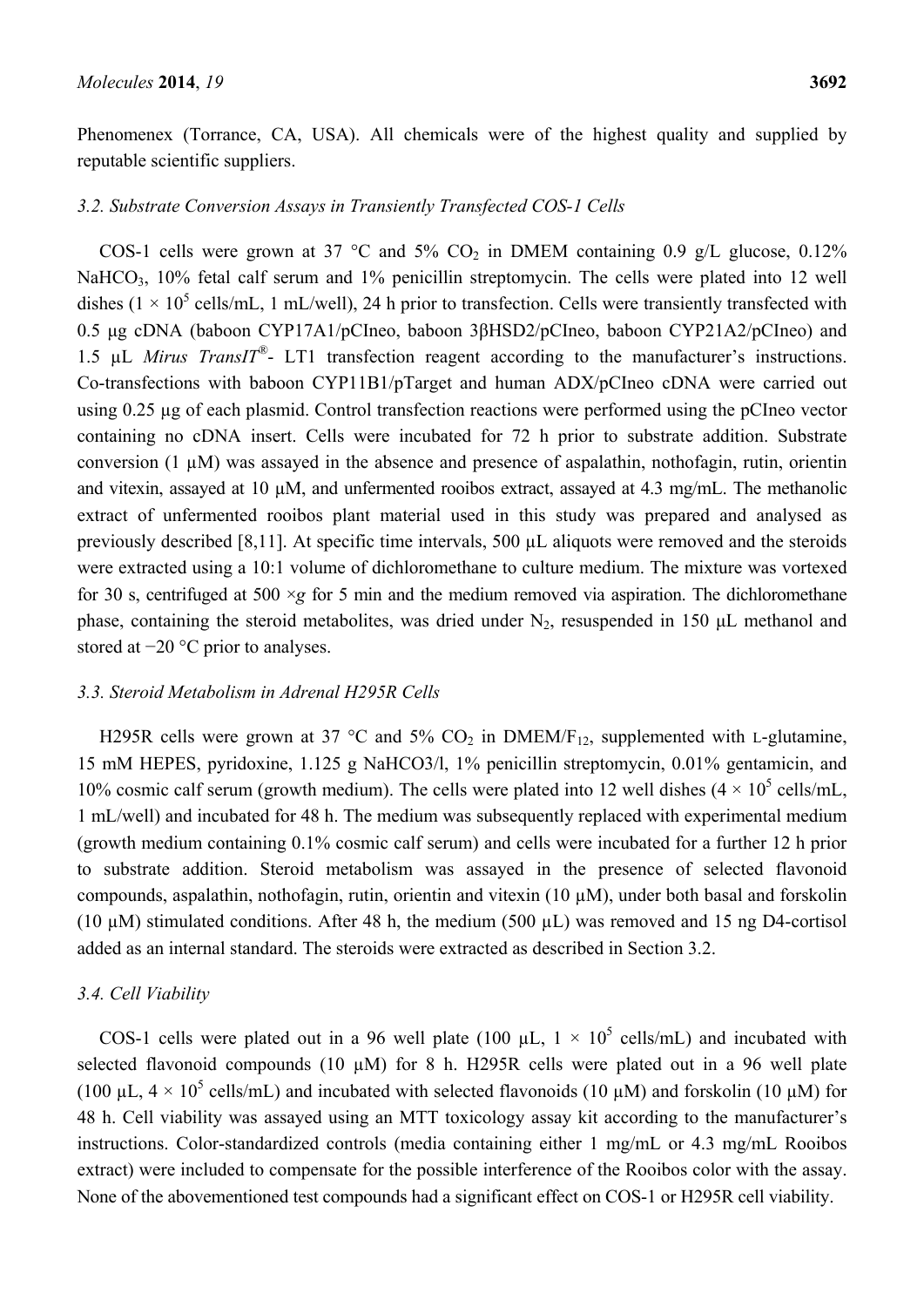Phenomenex (Torrance, CA, USA). All chemicals were of the highest quality and supplied by reputable scientific suppliers.

### *3.2. Substrate Conversion Assays in Transiently Transfected COS-1 Cells*

COS-1 cells were grown at 37 °C and 5% $CO_2$ in DMEM containing 0.9 g/L glucose, 0.12% $NaHCO_3$, 10% fetal calf serum and 1% penicillin streptomycin. The cells were plated into 12 well dishes ($1 \times 10^5$ cells/mL, 1 mL/well), 24 h prior to transfection. Cells were transiently transfected with 0.5 μg cDNA (baboon CYP17A1/pCIneo, baboon 3βHSD2/pCIneo, baboon CYP21A2/pCIneo) and 1.5 μL *Mirus TransIT*®- LT1 transfection reagent according to the manufacturer's instructions. Co-transfections with baboon CYP11B1/pTarget and human ADX/pCIneo cDNA were carried out using 0.25 μg of each plasmid. Control transfection reactions were performed using the pCIneo vector containing no cDNA insert. Cells were incubated for 72 h prior to substrate addition. Substrate conversion (1 μM) was assayed in the absence and presence of aspalathin, nothofagin, rutin, orientin and vitexin, assayed at 10 μM, and unfermented rooibos extract, assayed at 4.3 mg/mL. The methanolic extract of unfermented rooibos plant material used in this study was prepared and analysed as previously described [8,11]. At specific time intervals, 500 μL aliquots were removed and the steroids were extracted using a 10:1 volume of dichloromethane to culture medium. The mixture was vortexed for 30 s, centrifuged at 500 ×*g* for 5 min and the medium removed via aspiration. The dichloromethane phase, containing the steroid metabolites, was dried under $N_2$, resuspended in 150 μL methanol and stored at −20 °C prior to analyses.

### *3.3. Steroid Metabolism in Adrenal H295R Cells*

H295R cells were grown at 37 °C and 5% $CO_2$ in DMEM/$F_{12}$, supplemented with L-glutamine, 15 mM HEPES, pyridoxine, 1.125 g $NaHCO_3$/l, 1% penicillin streptomycin, 0.01% gentamicin, and 10% cosmic calf serum (growth medium). The cells were plated into 12 well dishes ($4 \times 10^5$ cells/mL, 1 mL/well) and incubated for 48 h. The medium was subsequently replaced with experimental medium (growth medium containing 0.1% cosmic calf serum) and cells were incubated for a further 12 h prior to substrate addition. Steroid metabolism was assayed in the presence of selected flavonoid compounds, aspalathin, nothofagin, rutin, orientin and vitexin (10 μM), under both basal and forskolin (10 μM) stimulated conditions. After 48 h, the medium (500 μL) was removed and 15 ng D4-cortisol added as an internal standard. The steroids were extracted as described in Section 3.2.

### *3.4. Cell Viability*

COS-1 cells were plated out in a 96 well plate (100 μL, $1 \times 10^5$ cells/mL) and incubated with selected flavonoid compounds (10 μM) for 8 h. H295R cells were plated out in a 96 well plate (100 μL, $4 \times 10^5$ cells/mL) and incubated with selected flavonoids (10 μM) and forskolin (10 μM) for 48 h. Cell viability was assayed using an MTT toxicology assay kit according to the manufacturer's instructions. Color-standardized controls (media containing either 1 mg/mL or 4.3 mg/mL Rooibos extract) were included to compensate for the possible interference of the Rooibos color with the assay. None of the abovementioned test compounds had a significant effect on COS-1 or H295R cell viability.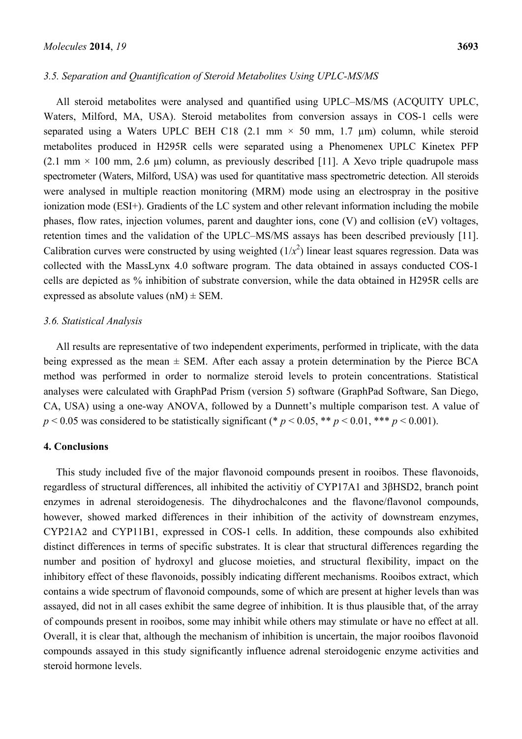### 3.5. Separation and Quantification of Steroid Metabolites Using UPLC-MS/MS

All steroid metabolites were analysed and quantified using UPLC–MS/MS (ACQUITY UPLC, Waters, Milford, MA, USA). Steroid metabolites from conversion assays in COS-1 cells were separated using a Waters UPLC BEH C18 (2.1 mm × 50 mm, 1.7 µm) column, while steroid metabolites produced in H295R cells were separated using a Phenomenex UPLC Kinetex PFP (2.1 mm × 100 mm, 2.6 µm) column, as previously described [11]. A Xevo triple quadrupole mass spectrometer (Waters, Milford, USA) was used for quantitative mass spectrometric detection. All steroids were analysed in multiple reaction monitoring (MRM) mode using an electrospray in the positive ionization mode (ESI+). Gradients of the LC system and other relevant information including the mobile phases, flow rates, injection volumes, parent and daughter ions, cone (V) and collision (eV) voltages, retention times and the validation of the UPLC–MS/MS assays has been described previously [11]. Calibration curves were constructed by using weighted ($1/x^2$) linear least squares regression. Data was collected with the MassLynx 4.0 software program. The data obtained in assays conducted COS-1 cells are depicted as % inhibition of substrate conversion, while the data obtained in H295R cells are expressed as absolute values (nM) ± SEM.

### 3.6. Statistical Analysis

All results are representative of two independent experiments, performed in triplicate, with the data being expressed as the mean ± SEM. After each assay a protein determination by the Pierce BCA method was performed in order to normalize steroid levels to protein concentrations. Statistical analyses were calculated with GraphPad Prism (version 5) software (GraphPad Software, San Diego, CA, USA) using a one-way ANOVA, followed by a Dunnett's multiple comparison test. A value of $p < 0.05$ was considered to be statistically significant (* $p < 0.05$, ** $p < 0.01$, *** $p < 0.001$).

## 4. Conclusions

This study included five of the major flavonoid compounds present in rooibos. These flavonoids, regardless of structural differences, all inhibited the activitiy of CYP17A1 and 3βHSD2, branch point enzymes in adrenal steroidogenesis. The dihydrochalcones and the flavone/flavonol compounds, however, showed marked differences in their inhibition of the activity of downstream enzymes, CYP21A2 and CYP11B1, expressed in COS-1 cells. In addition, these compounds also exhibited distinct differences in terms of specific substrates. It is clear that structural differences regarding the number and position of hydroxyl and glucose moieties, and structural flexibility, impact on the inhibitory effect of these flavonoids, possibly indicating different mechanisms. Rooibos extract, which contains a wide spectrum of flavonoid compounds, some of which are present at higher levels than was assayed, did not in all cases exhibit the same degree of inhibition. It is thus plausible that, of the array of compounds present in rooibos, some may inhibit while others may stimulate or have no effect at all. Overall, it is clear that, although the mechanism of inhibition is uncertain, the major rooibos flavonoid compounds assayed in this study significantly influence adrenal steroidogenic enzyme activities and steroid hormone levels.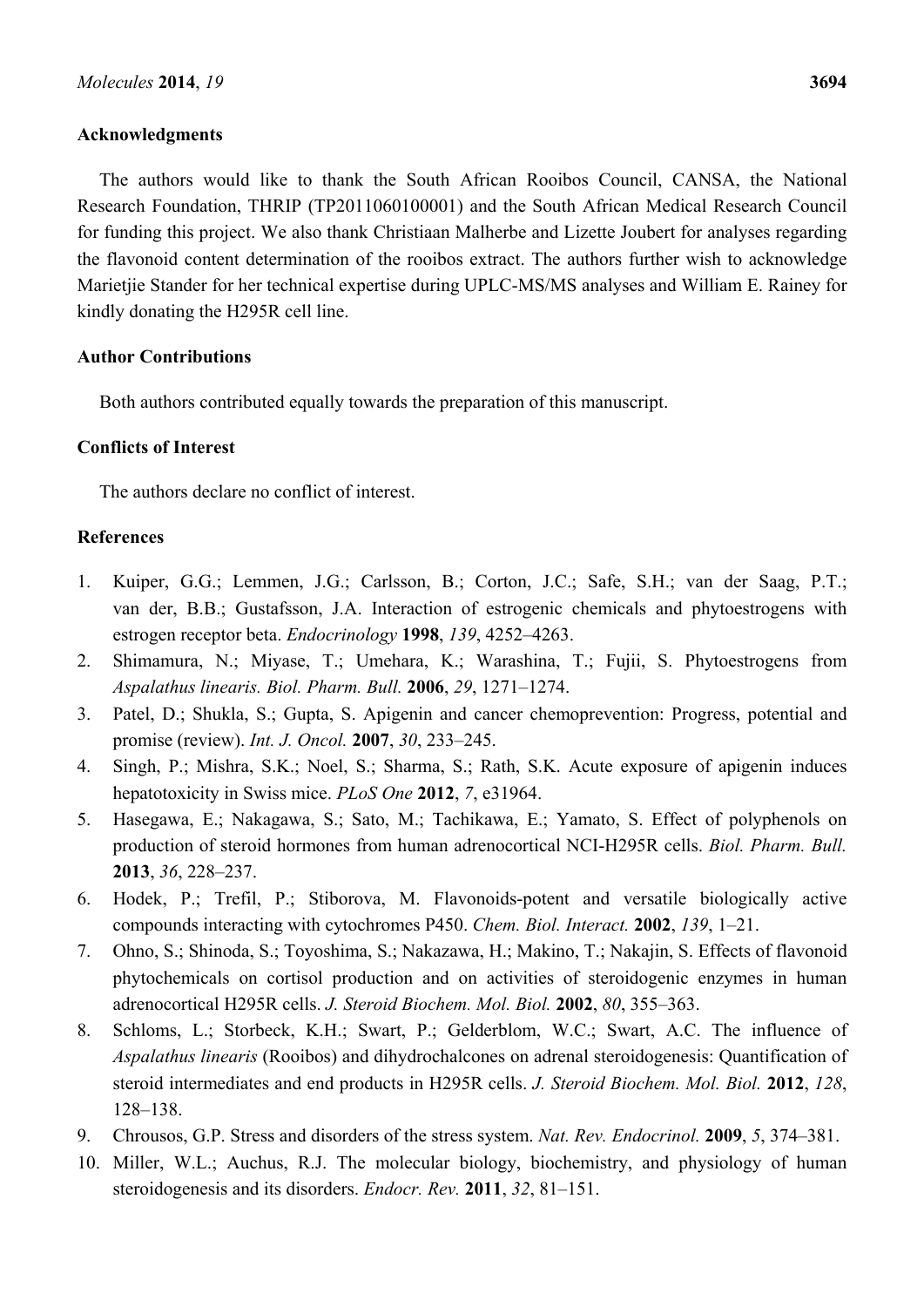## Acknowledgments

The authors would like to thank the South African Rooibos Council, CANSA, the National Research Foundation, THRIP (TP2011060100001) and the South African Medical Research Council for funding this project. We also thank Christiaan Malherbe and Lizette Joubert for analyses regarding the flavonoid content determination of the rooibos extract. The authors further wish to acknowledge Marietjie Stander for her technical expertise during UPLC-MS/MS analyses and William E. Rainey for kindly donating the H295R cell line.

## Author Contributions

Both authors contributed equally towards the preparation of this manuscript.

## Conflicts of Interest

The authors declare no conflict of interest.

## References

1. Kuiper, G.G.; Lemmen, J.G.; Carlsson, B.; Corton, J.C.; Safe, S.H.; van der Saag, P.T.; van der, B.B.; Gustafsson, J.A. Interaction of estrogenic chemicals and phytoestrogens with estrogen receptor beta. *Endocrinology* **1998**, *139*, 4252–4263.
2. Shimamura, N.; Miyase, T.; Umehara, K.; Warashina, T.; Fujii, S. Phytoestrogens from *Aspalathus linearis. Biol. Pharm. Bull.* **2006**, *29*, 1271–1274.
3. Patel, D.; Shukla, S.; Gupta, S. Apigenin and cancer chemoprevention: Progress, potential and promise (review). *Int. J. Oncol.* **2007**, *30*, 233–245.
4. Singh, P.; Mishra, S.K.; Noel, S.; Sharma, S.; Rath, S.K. Acute exposure of apigenin induces hepatotoxicity in Swiss mice. *PLoS One* **2012**, *7*, e31964.
5. Hasegawa, E.; Nakagawa, S.; Sato, M.; Tachikawa, E.; Yamato, S. Effect of polyphenols on production of steroid hormones from human adrenocortical NCI-H295R cells. *Biol. Pharm. Bull.* **2013**, *36*, 228–237.
6. Hodek, P.; Trefil, P.; Stiborova, M. Flavonoids-potent and versatile biologically active compounds interacting with cytochromes P450. *Chem. Biol. Interact.* **2002**, *139*, 1–21.
7. Ohno, S.; Shinoda, S.; Toyoshima, S.; Nakazawa, H.; Makino, T.; Nakajin, S. Effects of flavonoid phytochemicals on cortisol production and on activities of steroidogenic enzymes in human adrenocortical H295R cells. *J. Steroid Biochem. Mol. Biol.* **2002**, *80*, 355–363.
8. Schloms, L.; Storbeck, K.H.; Swart, P.; Gelderblom, W.C.; Swart, A.C. The influence of *Aspalathus linearis* (Rooibos) and dihydrochalcones on adrenal steroidogenesis: Quantification of steroid intermediates and end products in H295R cells. *J. Steroid Biochem. Mol. Biol.* **2012**, *128*, 128–138.
9. Chrousos, G.P. Stress and disorders of the stress system. *Nat. Rev. Endocrinol.* **2009**, *5*, 374–381.
10. Miller, W.L.; Auchus, R.J. The molecular biology, biochemistry, and physiology of human steroidogenesis and its disorders. *Endocr. Rev.* **2011**, *32*, 81–151.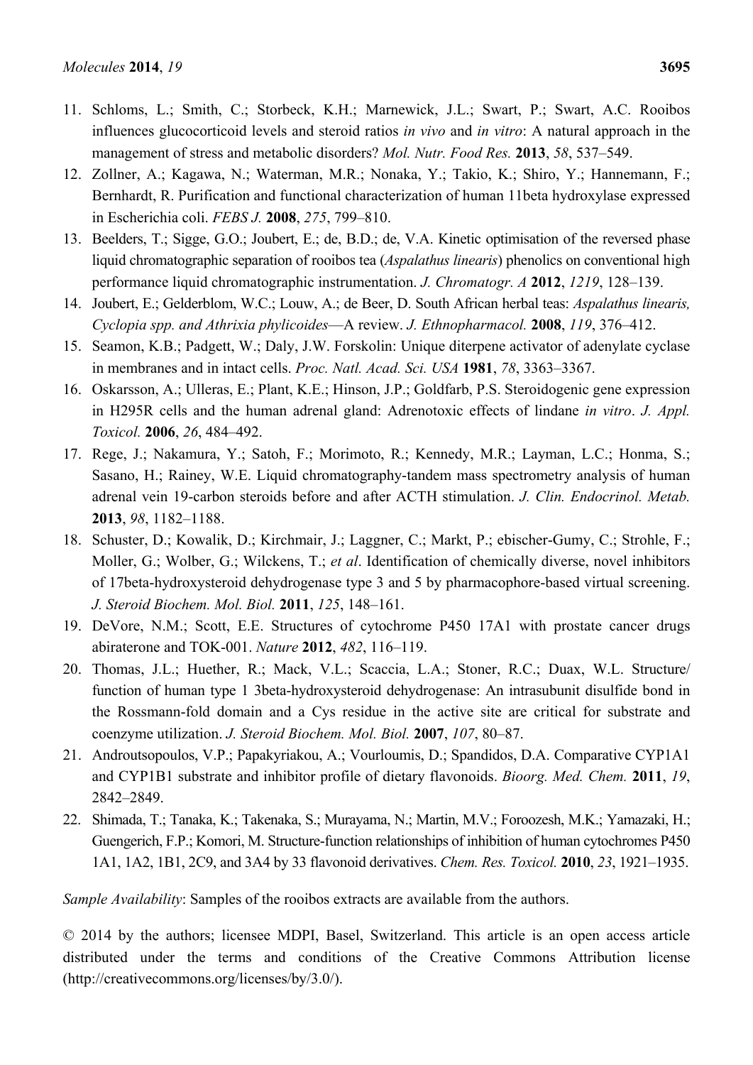11. Schloms, L.; Smith, C.; Storbeck, K.H.; Marnewick, J.L.; Swart, P.; Swart, A.C. Rooibos influences glucocorticoid levels and steroid ratios *in vivo* and *in vitro*: A natural approach in the management of stress and metabolic disorders? *Mol. Nutr. Food Res.* **2013**, *58*, 537–549.
12. Zollner, A.; Kagawa, N.; Waterman, M.R.; Nonaka, Y.; Takio, K.; Shiro, Y.; Hannemann, F.; Bernhardt, R. Purification and functional characterization of human 11beta hydroxylase expressed in Escherichia coli. *FEBS J.* **2008**, *275*, 799–810.
13. Beelders, T.; Sigge, G.O.; Joubert, E.; de, B.D.; de, V.A. Kinetic optimisation of the reversed phase liquid chromatographic separation of rooibos tea (*Aspalathus linearis*) phenolics on conventional high performance liquid chromatographic instrumentation. *J. Chromatogr. A* **2012**, *1219*, 128–139.
14. Joubert, E.; Gelderblom, W.C.; Louw, A.; de Beer, D. South African herbal teas: *Aspalathus linearis, Cyclopia spp. and Athrixia phylicoides*—A review. *J. Ethnopharmacol.* **2008**, *119*, 376–412.
15. Seamon, K.B.; Padgett, W.; Daly, J.W. Forskolin: Unique diterpene activator of adenylate cyclase in membranes and in intact cells. *Proc. Natl. Acad. Sci. USA* **1981**, *78*, 3363–3367.
16. Oskarsson, A.; Ulleras, E.; Plant, K.E.; Hinson, J.P.; Goldfarb, P.S. Steroidogenic gene expression in H295R cells and the human adrenal gland: Adrenotoxic effects of lindane *in vitro*. *J. Appl. Toxicol.* **2006**, *26*, 484–492.
17. Rege, J.; Nakamura, Y.; Satoh, F.; Morimoto, R.; Kennedy, M.R.; Layman, L.C.; Honma, S.; Sasano, H.; Rainey, W.E. Liquid chromatography-tandem mass spectrometry analysis of human adrenal vein 19-carbon steroids before and after ACTH stimulation. *J. Clin. Endocrinol. Metab.* **2013**, *98*, 1182–1188.
18. Schuster, D.; Kowalik, D.; Kirchmair, J.; Laggner, C.; Markt, P.; ebischer-Gumy, C.; Strohle, F.; Moller, G.; Wolber, G.; Wilckens, T.; *et al*. Identification of chemically diverse, novel inhibitors of 17beta-hydroxysteroid dehydrogenase type 3 and 5 by pharmacophore-based virtual screening. *J. Steroid Biochem. Mol. Biol.* **2011**, *125*, 148–161.
19. DeVore, N.M.; Scott, E.E. Structures of cytochrome P450 17A1 with prostate cancer drugs abiraterone and TOK-001. *Nature* **2012**, *482*, 116–119.
20. Thomas, J.L.; Huether, R.; Mack, V.L.; Scaccia, L.A.; Stoner, R.C.; Duax, W.L. Structure/function of human type 1 3beta-hydroxysteroid dehydrogenase: An intrasubunit disulfide bond in the Rossmann-fold domain and a Cys residue in the active site are critical for substrate and coenzyme utilization. *J. Steroid Biochem. Mol. Biol.* **2007**, *107*, 80–87.
21. Androutsopoulos, V.P.; Papakyriakou, A.; Vourloumis, D.; Spandidos, D.A. Comparative CYP1A1 and CYP1B1 substrate and inhibitor profile of dietary flavonoids. *Bioorg. Med. Chem.* **2011**, *19*, 2842–2849.
22. Shimada, T.; Tanaka, K.; Takenaka, S.; Murayama, N.; Martin, M.V.; Foroozesh, M.K.; Yamazaki, H.; Guengerich, F.P.; Komori, M. Structure-function relationships of inhibition of human cytochromes P450 1A1, 1A2, 1B1, 2C9, and 3A4 by 33 flavonoid derivatives. *Chem. Res. Toxicol.* **2010**, *23*, 1921–1935.

*Sample Availability*: Samples of the rooibos extracts are available from the authors.

© 2014 by the authors; licensee MDPI, Basel, Switzerland. This article is an open access article distributed under the terms and conditions of the Creative Commons Attribution license (http://creativecommons.org/licenses/by/3.0/).